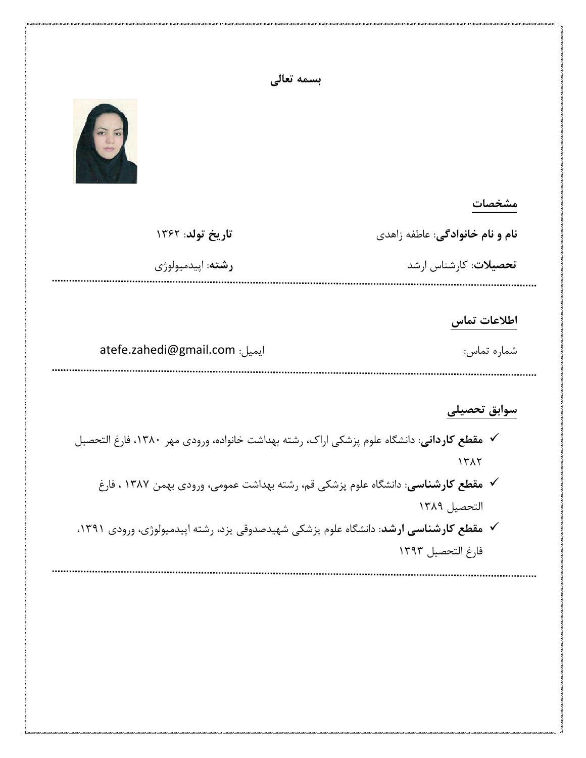**بسمه تعالی**

## مشخصات

**نام و نام خانوادگی**: عاطفه زاهدی

**تاریخ تولد**: ۱۳۶۲

**تحصیلات**: کارشناس ارشد

**رشته**: اپیدمیولوژی

---

## اطلاعات تماس

شماره تماس:

ایمیل: atefe.zahedi@gmail.com

---

## سوابق تحصیلی

- ✓ **مقطع کاردانی**: دانشگاه علوم پزشکی اراک، رشته بهداشت خانواده، ورودی مهر ۱۳۸۰، فارغ التحصیل ۱۳۸۲
- ✓ **مقطع کارشناسی**: دانشگاه علوم پزشکی قم، رشته بهداشت عمومی، ورودی بهمن ۱۳۸۷ ، فارغ التحصیل ۱۳۸۹
- ✓ **مقطع کارشناسی ارشد**: دانشگاه علوم پزشکی شهیدصدوقی یزد، رشته اپیدمیولوژی، ورودی ۱۳۹۱، فارغ التحصیل ۱۳۹۳

---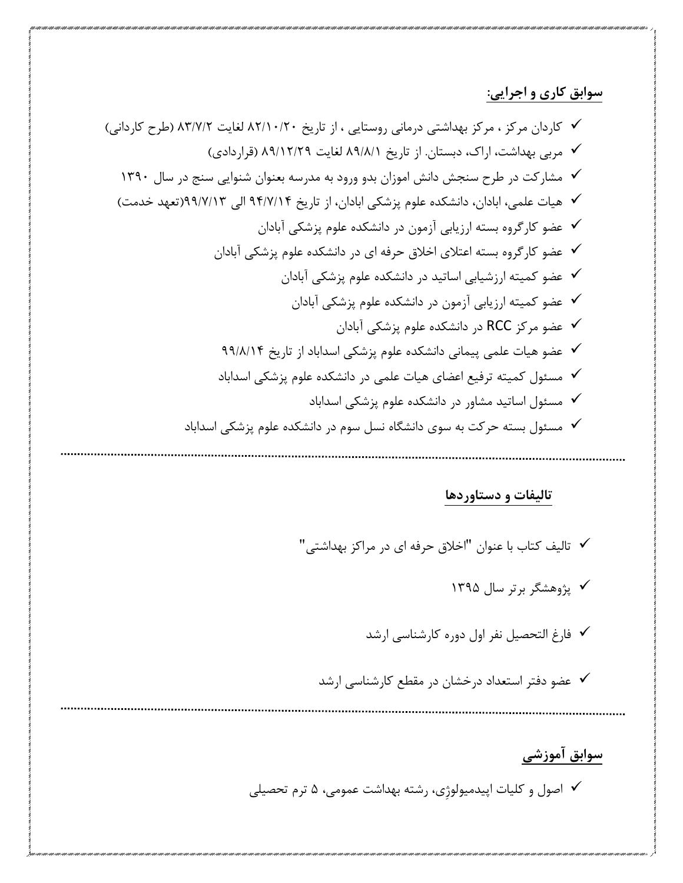## سوابق کاری و اجرایی:

- ✓ کاردان مرکز ، مرکز بهداشتی درمانی روستایی ، از تاریخ ۸۲/۱۰/۲۰ لغایت ۸۳/۷/۲ (طرح کاردانی)
- ✓ مربی بهداشت، اراک، دبستان. از تاریخ ۸۹/۸/۱ لغایت ۸۹/۱۲/۲۹ (قراردادی)
- ✓ مشارکت در طرح سنجش دانش اموزان بدو ورود به مدرسه بعنوان شنوایی سنج در سال ۱۳۹۰
- ✓ هیات علمی، ابادان، دانشکده علوم پزشکی ابادان، از تاریخ ۹۴/۷/۱۴ الی ۹۹/۷/۱۳(تعهد خدمت)
- ✓ عضو کارگروه بسته ارزیابی آزمون در دانشکده علوم پزشکی آبادان
- ✓ عضو کارگروه بسته اعتلای اخلاق حرفه ای در دانشکده علوم پزشکی آبادان
- ✓ عضو کمیته ارزشیابی اساتید در دانشکده علوم پزشکی آبادان
- ✓ عضو کمیته ارزیابی آزمون در دانشکده علوم پزشکی آبادان
- ✓ عضو مرکز RCC در دانشکده علوم پزشکی آبادان
- ✓ عضو هیات علمی پیمانی دانشکده علوم پزشکی اسداباد از تاریخ ۹۹/۸/۱۴
- ✓ مسئول کمیته ترفیع اعضای هیات علمی در دانشکده علوم پزشکی اسداباد
- ✓ مسئول اساتید مشاور در دانشکده علوم پزشکی اسداباد
- ✓ مسئول بسته حرکت به سوی دانشگاه نسل سوم در دانشکده علوم پزشکی اسداباد

---

## تالیفات و دستاوردها

- ✓ تالیف کتاب با عنوان "اخلاق حرفه ای در مراکز بهداشتی"
- ✓ پژوهشگر برتر سال ۱۳۹۵
- ✓ فارغ التحصیل نفر اول دوره کارشناسی ارشد
- ✓ عضو دفتر استعداد درخشان در مقطع کارشناسی ارشد

---

## سوابق آموزشی

- ✓ اصول و کلیات اپیدمیولوژی، رشته بهداشت عمومی، ۵ ترم تحصیلی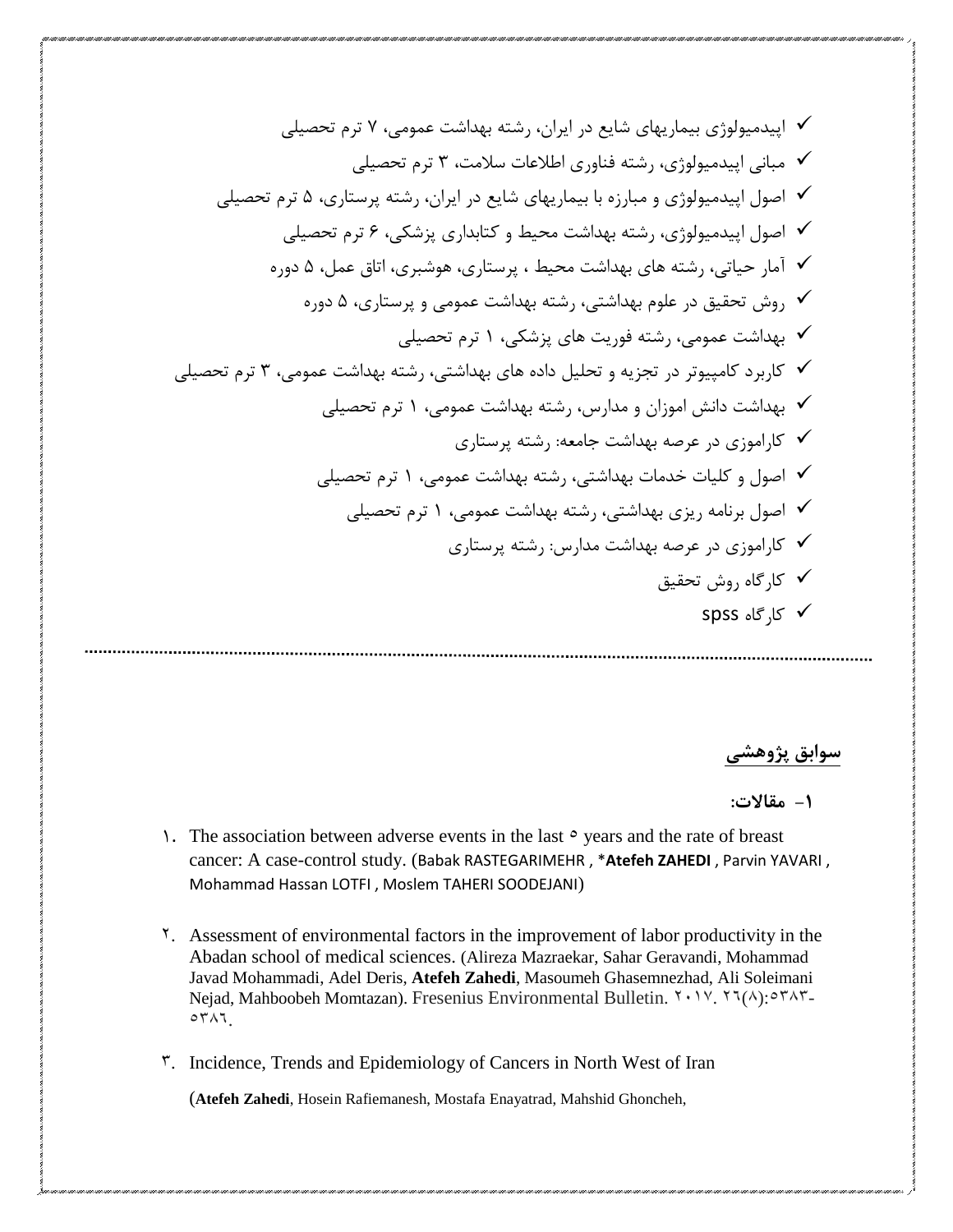- ✓ اپیدمیولوژی بیماریهای شایع در ایران، رشته بهداشت عمومی، ۷ ترم تحصیلی
- ✓ مبانی اپیدمیولوژی، رشته فناوری اطلاعات سلامت، ۳ ترم تحصیلی
- ✓ اصول اپیدمیولوژی و مبارزه با بیماریهای شایع در ایران، رشته پرستاری، ۵ ترم تحصیلی
- ✓ اصول اپیدمیولوژی، رشته بهداشت محیط و کتابداری پزشکی، ۶ ترم تحصیلی
- ✓ آمار حیاتی، رشته های بهداشت محیط ، پرستاری، هوشبری، اتاق عمل، ۵ دوره
- ✓ روش تحقیق در علوم بهداشتی، رشته بهداشت عمومی و پرستاری، ۵ دوره
- ✓ بهداشت عمومی، رشته فوریت های پزشکی، ۱ ترم تحصیلی
- ✓ کاربرد کامپیوتر در تجزیه و تحلیل داده های بهداشتی، رشته بهداشت عمومی، ۳ ترم تحصیلی
- ✓ بهداشت دانش اموزان و مدارس، رشته بهداشت عمومی، ۱ ترم تحصیلی
- ✓ کاراموزی در عرصه بهداشت جامعه: رشته پرستاری
- ✓ اصول و کلیات خدمات بهداشتی، رشته بهداشت عمومی، ۱ ترم تحصیلی
- ✓ اصول برنامه ریزی بهداشتی، رشته بهداشت عمومی، ۱ ترم تحصیلی
- ✓ کاراموزی در عرصه بهداشت مدارس: رشته پرستاری
- ✓ کارگاه روش تحقیق
- ✓ کارگاه spss

---

## سوابق پژوهشی

### ۱- مقالات:

۱. The association between adverse events in the last ۵ years and the rate of breast cancer: A case-control study. (Babak RASTEGARIMEHR , *Atefeh ZAHEDI , Parvin YAVARI , Mohammad Hassan LOTFI , Moslem TAHERI SOODEJANI)

۲. Assessment of environmental factors in the improvement of labor productivity in the Abadan school of medical sciences. (Alireza Mazraekar, Sahar Geravandi, Mohammad Javad Mohammadi, Adel Deris, **Atefeh Zahedi**, Masoumeh Ghasemnezhad, Ali Soleimani Nejad, Mahboobeh Momtazan). Fresenius Environmental Bulletin. ۲۰۱۷. ۲۶(۸):۵۳۸۳-۵۳۸۶.

۳. Incidence, Trends and Epidemiology of Cancers in North West of Iran

(**Atefeh Zahedi**, Hosein Rafiemanesh, Mostafa Enayatrad, Mahshid Ghoncheh,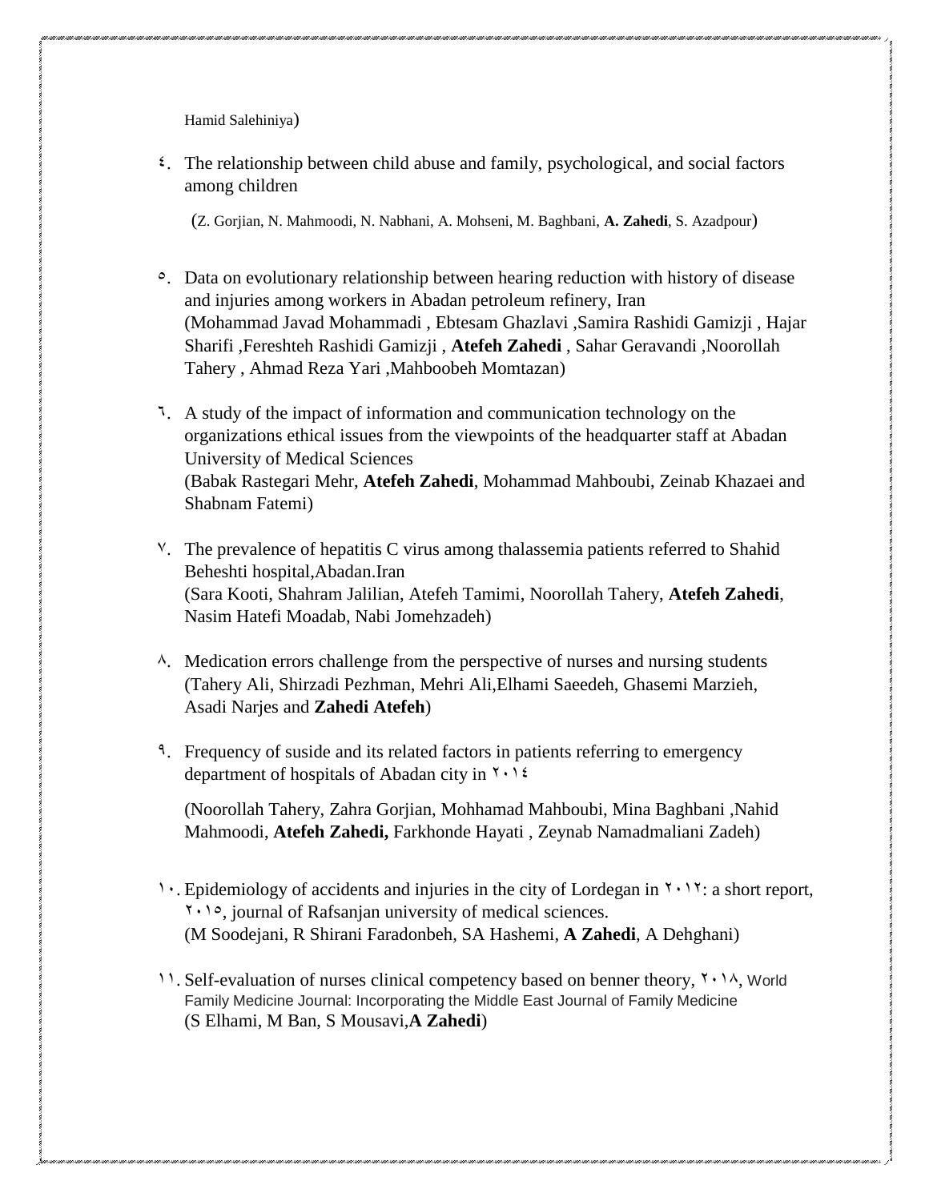Hamid Salehiniya)

٤. The relationship between child abuse and family, psychological, and social factors among children

(Z. Gorjian, N. Mahmoodi, N. Nabhani, A. Mohseni, M. Baghbani, **A. Zahedi**, S. Azadpour)

٥. Data on evolutionary relationship between hearing reduction with history of disease and injuries among workers in Abadan petroleum refinery, Iran
(Mohammad Javad Mohammadi , Ebtesam Ghazlavi ,Samira Rashidi Gamizji , Hajar Sharifi ,Fereshteh Rashidi Gamizji , **Atefeh Zahedi** , Sahar Geravandi ,Noorollah Tahery , Ahmad Reza Yari ,Mahboobeh Momtazan)

٦. A study of the impact of information and communication technology on the organizations ethical issues from the viewpoints of the headquarter staff at Abadan University of Medical Sciences
(Babak Rastegari Mehr, **Atefeh Zahedi**, Mohammad Mahboubi, Zeinab Khazaei and Shabnam Fatemi)

٧. The prevalence of hepatitis C virus among thalassemia patients referred to Shahid Beheshti hospital,Abadan.Iran
(Sara Kooti, Shahram Jalilian, Atefeh Tamimi, Noorollah Tahery, **Atefeh Zahedi**, Nasim Hatefi Moadab, Nabi Jomehzadeh)

٨. Medication errors challenge from the perspective of nurses and nursing students
(Tahery Ali, Shirzadi Pezhman, Mehri Ali,Elhami Saeedeh, Ghasemi Marzieh, Asadi Narjes and **Zahedi Atefeh**)

٩. Frequency of suside and its related factors in patients referring to emergency department of hospitals of Abadan city in ٢٠١٤

(Noorollah Tahery, Zahra Gorjian, Mohhamad Mahboubi, Mina Baghbani ,Nahid Mahmoodi, **Atefeh Zahedi,** Farkhonde Hayati , Zeynab Namadmaliani Zadeh)

١٠. Epidemiology of accidents and injuries in the city of Lordegan in ٢٠١٢: a short report, ٢٠١٥, journal of Rafsanjan university of medical sciences.
(M Soodejani, R Shirani Faradonbeh, SA Hashemi, **A Zahedi**, A Dehghani)

١١. Self-evaluation of nurses clinical competency based on benner theory, ٢٠١٨, World Family Medicine Journal: Incorporating the Middle East Journal of Family Medicine
(S Elhami, M Ban, S Mousavi,**A Zahedi**)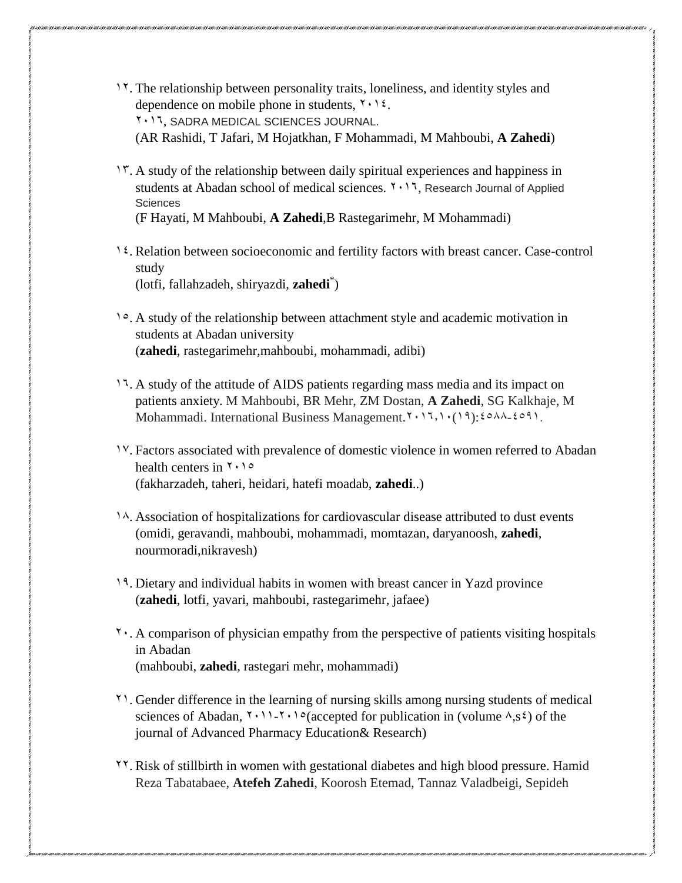١٢. The relationship between personality traits, loneliness, and identity styles and dependence on mobile phone in students, ٢٠١٤.
٢٠١٦, SADRA MEDICAL SCIENCES JOURNAL.
(AR Rashidi, T Jafari, M Hojatkhan, F Mohammadi, M Mahboubi, **A Zahedi**)

١٣. A study of the relationship between daily spiritual experiences and happiness in students at Abadan school of medical sciences. ٢٠١٦, Research Journal of Applied Sciences
(F Hayati, M Mahboubi, **A Zahedi**,B Rastegarimehr, M Mohammadi)

١٤. Relation between socioeconomic and fertility factors with breast cancer. Case-control study
(lotfi, fallahzadeh, shiryazdi, **zahedi**[*])

١٥. A study of the relationship between attachment style and academic motivation in students at Abadan university
(**zahedi**, rastegarimehr,mahboubi, mohammadi, adibi)

١٦. A study of the attitude of AIDS patients regarding mass media and its impact on patients anxiety. M Mahboubi, BR Mehr, ZM Dostan, **A Zahedi**, SG Kalkhaje, M Mohammadi. International Business Management.٢٠١٦,١٠(١٩):٤٥٨٨-٤٥٩١.

١٧. Factors associated with prevalence of domestic violence in women referred to Abadan health centers in ٢٠١٥
(fakharzadeh, taheri, heidari, hatefi moadab, **zahedi**..)

١٨. Association of hospitalizations for cardiovascular disease attributed to dust events
(omidi, geravandi, mahboubi, mohammadi, momtazan, daryanoosh, **zahedi**, nourmoradi,nikravesh)

١٩. Dietary and individual habits in women with breast cancer in Yazd province
(**zahedi**, lotfi, yavari, mahboubi, rastegarimehr, jafaee)

٢٠. A comparison of physician empathy from the perspective of patients visiting hospitals in Abadan
(mahboubi, **zahedi**, rastegari mehr, mohammadi)

٢١. Gender difference in the learning of nursing skills among nursing students of medical sciences of Abadan, ٢٠١١-٢٠١٥(accepted for publication in (volume ٨,s٤) of the journal of Advanced Pharmacy Education& Research)

٢٢. Risk of stillbirth in women with gestational diabetes and high blood pressure. Hamid Reza Tabatabaee, **Atefeh Zahedi**, Koorosh Etemad, Tannaz Valadbeigi, Sepideh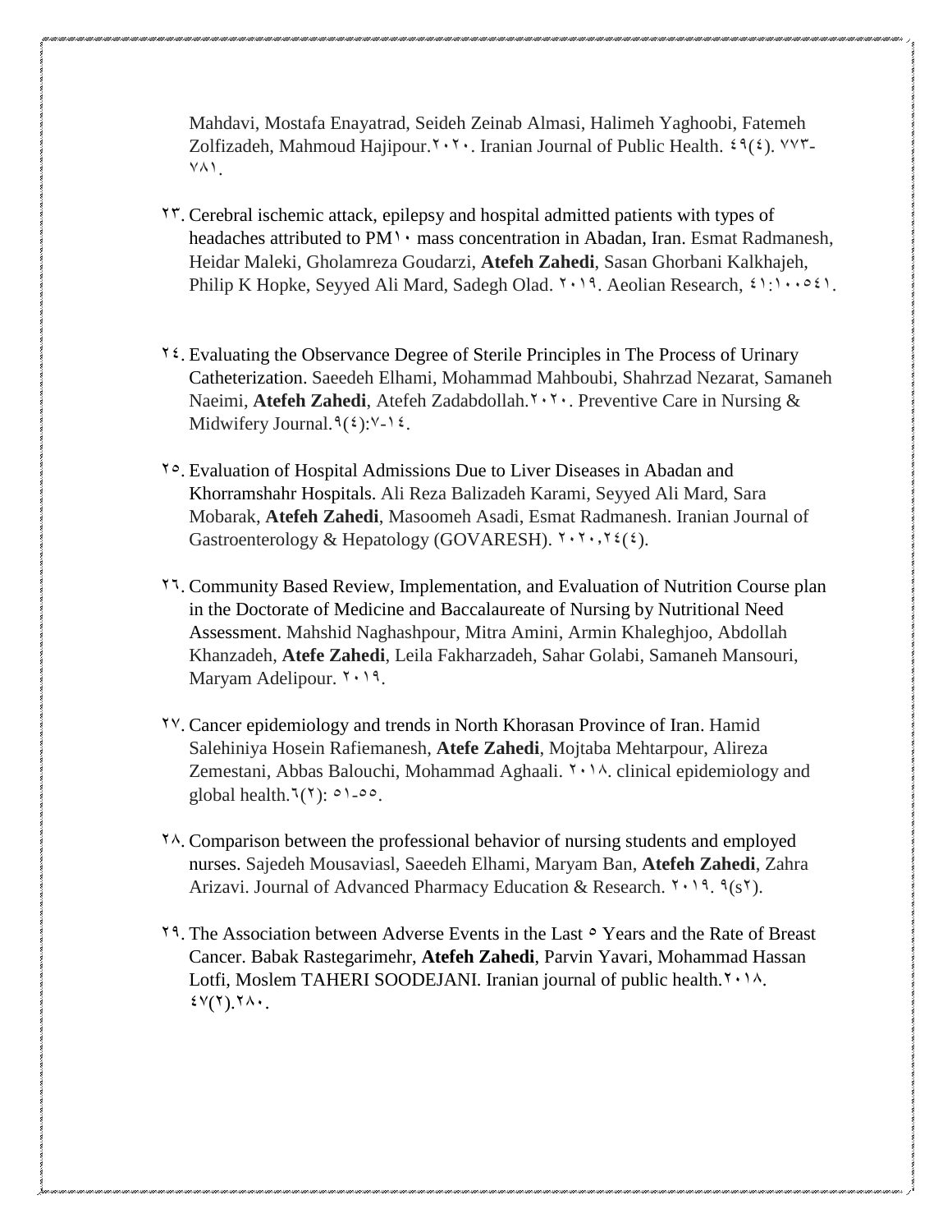Mahdavi, Mostafa Enayatrad, Seideh Zeinab Almasi, Halimeh Yaghoobi, Fatemeh Zolfizadeh, Mahmoud Hajipour.۲۰۲۰. Iranian Journal of Public Health. ٤۹(٤). ۷۷۳-۷۸۱.

۲۳. Cerebral ischemic attack, epilepsy and hospital admitted patients with types of headaches attributed to PM۱۰ mass concentration in Abadan, Iran. Esmat Radmanesh, Heidar Maleki, Gholamreza Goudarzi, **Atefeh Zahedi**, Sasan Ghorbani Kalkhajeh, Philip K Hopke, Seyyed Ali Mard, Sadegh Olad. ۲۰۱۹. Aeolian Research, ٤۱:۱۰۰٥٤۱.

۲٤. Evaluating the Observance Degree of Sterile Principles in The Process of Urinary Catheterization. Saeedeh Elhami, Mohammad Mahboubi, Shahrzad Nezarat, Samaneh Naeimi, **Atefeh Zahedi**, Atefeh Zadabdollah.۲۰۲۰. Preventive Care in Nursing & Midwifery Journal.۹(٤):۷-۱٤.

۲٥. Evaluation of Hospital Admissions Due to Liver Diseases in Abadan and Khorramshahr Hospitals. Ali Reza Balizadeh Karami, Seyyed Ali Mard, Sara Mobarak, **Atefeh Zahedi**, Masoomeh Asadi, Esmat Radmanesh. Iranian Journal of Gastroenterology & Hepatology (GOVARESH). ۲۰۲۰,۲٤(٤).

۲٦. Community Based Review, Implementation, and Evaluation of Nutrition Course plan in the Doctorate of Medicine and Baccalaureate of Nursing by Nutritional Need Assessment. Mahshid Naghashpour, Mitra Amini, Armin Khaleghjoo, Abdollah Khanzadeh, **Atefe Zahedi**, Leila Fakharzadeh, Sahar Golabi, Samaneh Mansouri, Maryam Adelipour. ۲۰۱۹.

۲۷. Cancer epidemiology and trends in North Khorasan Province of Iran. Hamid Salehiniya Hosein Rafiemanesh, **Atefe Zahedi**, Mojtaba Mehtarpour, Alireza Zemestani, Abbas Balouchi, Mohammad Aghaali. ۲۰۱۸. clinical epidemiology and global health.٦(۲): ٥۱-٥٥.

۲۸. Comparison between the professional behavior of nursing students and employed nurses. Sajedeh Mousaviasl, Saeedeh Elhami, Maryam Ban, **Atefeh Zahedi**, Zahra Arizavi. Journal of Advanced Pharmacy Education & Research. ۲۰۱۹. ۹(s۲).

۲۹. The Association between Adverse Events in the Last ٥ Years and the Rate of Breast Cancer. Babak Rastegarimehr, **Atefeh Zahedi**, Parvin Yavari, Mohammad Hassan Lotfi, Moslem TAHERI SOODEJANI. Iranian journal of public health.۲۰۱۸. ٤۷(۲).۲۸۰.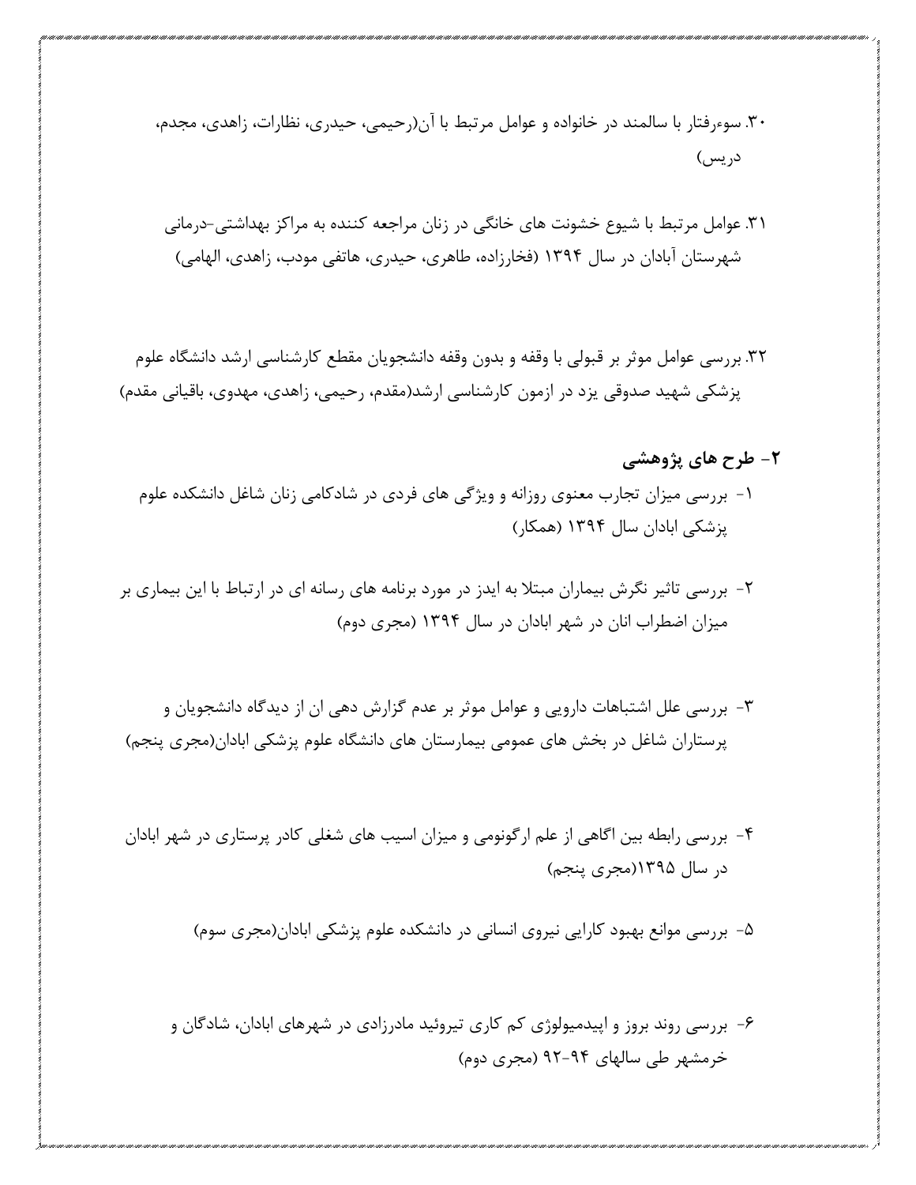۳۰. سوءرفتار با سالمند در خانواده و عوامل مرتبط با آن(رحیمی، حیدری، نظارات، زاهدی، مجدم، دریس)

۳۱. عوامل مرتبط با شیوع خشونت های خانگی در زنان مراجعه کننده به مراکز بهداشتی-درمانی شهرستان آبادان در سال ۱۳۹۴ (فخارزاده، طاهری، حیدری، هاتفی مودب، زاهدی، الهامی)

۳۲. بررسی عوامل موثر بر قبولی با وقفه و بدون وقفه دانشجویان مقطع کارشناسی ارشد دانشگاه علوم پزشکی شهید صدوقی یزد در ازمون کارشناسی ارشد(مقدم، رحیمی، زاهدی، مهدوی، باقیانی مقدم)

## ۲- طرح های پژوهشی

۱- بررسی میزان تجارب معنوی روزانه و ویژگی های فردی در شادکامی زنان شاغل دانشکده علوم پزشکی ابادان سال ۱۳۹۴ (همکار)

۲- بررسی تاثیر نگرش بیماران مبتلا به ایدز در مورد برنامه های رسانه ای در ارتباط با این بیماری بر میزان اضطراب انان در شهر ابادان در سال ۱۳۹۴ (مجری دوم)

۳- بررسی علل اشتباهات دارویی و عوامل موثر بر عدم گزارش دهی ان از دیدگاه دانشجویان و پرستاران شاغل در بخش های عمومی بیمارستان های دانشگاه علوم پزشکی ابادان(مجری پنجم)

۴- بررسی رابطه بین اگاهی از علم ارگونومی و میزان اسیب های شغلی کادر پرستاری در شهر ابادان در سال ۱۳۹۵(مجری پنجم)

۵- بررسی موانع بهبود کارایی نیروی انسانی در دانشکده علوم پزشکی ابادان(مجری سوم)

۶- بررسی روند بروز و اپیدمیولوژی کم کاری تیروئید مادرزادی در شهرهای ابادان، شادگان و خرمشهر طی سالهای ۹۴-۹۲ (مجری دوم)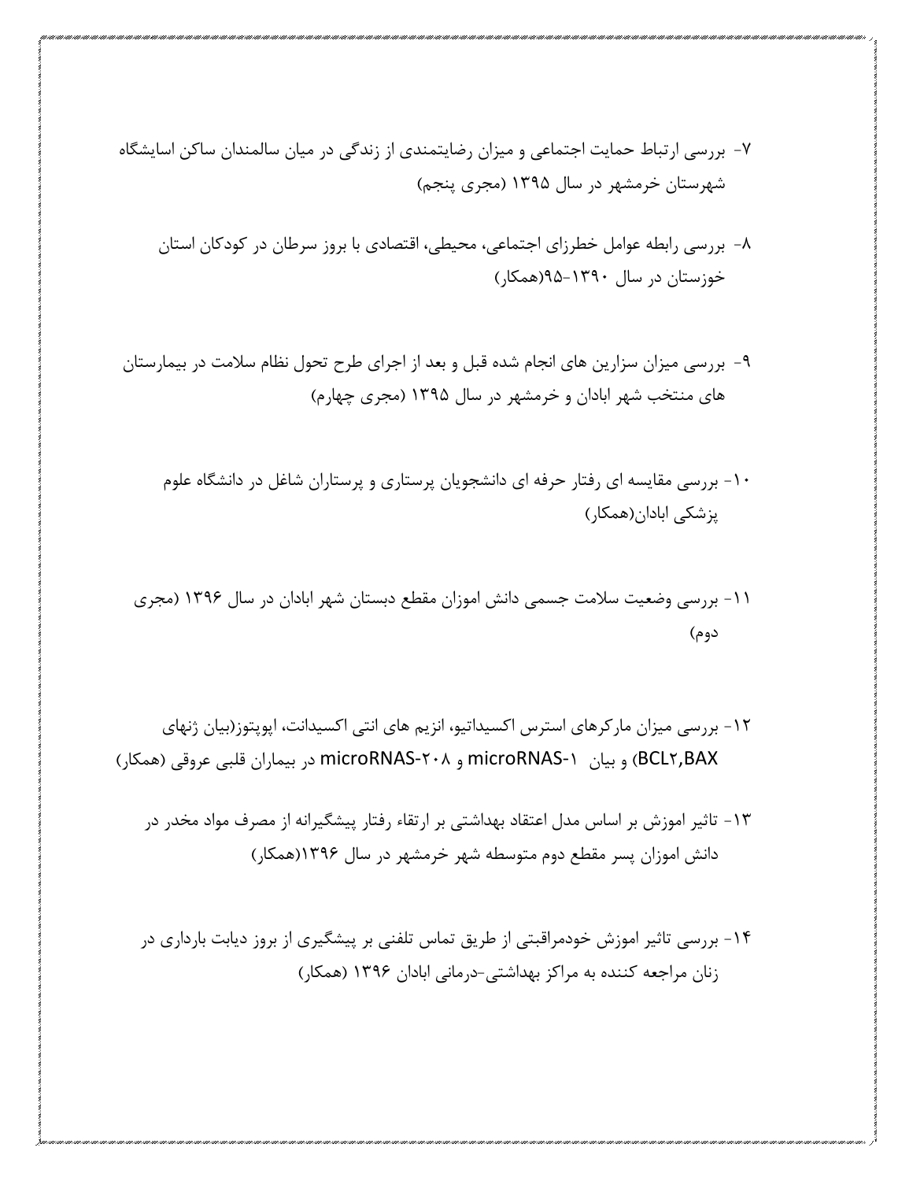۷- بررسی ارتباط حمایت اجتماعی و میزان رضایتمندی از زندگی در میان سالمندان ساکن اسایشگاه شهرستان خرمشهر در سال ۱۳۹۵ (مجری پنجم)

۸- بررسی رابطه عوامل خطرزای اجتماعی، محیطی، اقتصادی با بروز سرطان در کودکان استان خوزستان در سال ۱۳۹۰-۹۵(همکار)

۹- بررسی میزان سزارین های انجام شده قبل و بعد از اجرای طرح تحول نظام سلامت در بیمارستان های منتخب شهر ابادان و خرمشهر در سال ۱۳۹۵ (مجری چهارم)

۱۰- بررسی مقایسه ای رفتار حرفه ای دانشجویان پرستاری و پرستاران شاغل در دانشگاه علوم پزشکی ابادان(همکار)

۱۱- بررسی وضعیت سلامت جسمی دانش اموزان مقطع دبستان شهر ابادان در سال ۱۳۹۶ (مجری دوم)

۱۲- بررسی میزان مارکرهای استرس اکسیداتیو، انزیم های انتی اکسیدانت، اپوپتوز(بیان ژنهای BCL۲,BAX) و بیان microRNAS-۱ و microRNAS-۲۰۸ در بیماران قلبی عروقی (همکار)

۱۳- تاثیر اموزش بر اساس مدل اعتقاد بهداشتی بر ارتقاء رفتار پیشگیرانه از مصرف مواد مخدر در دانش اموزان پسر مقطع دوم متوسطه شهر خرمشهر در سال ۱۳۹۶(همکار)

۱۴- بررسی تاثیر اموزش خودمراقبتی از طریق تماس تلفنی بر پیشگیری از بروز دیابت بارداری در زنان مراجعه کننده به مراکز بهداشتی-درمانی ابادان ۱۳۹۶ (همکار)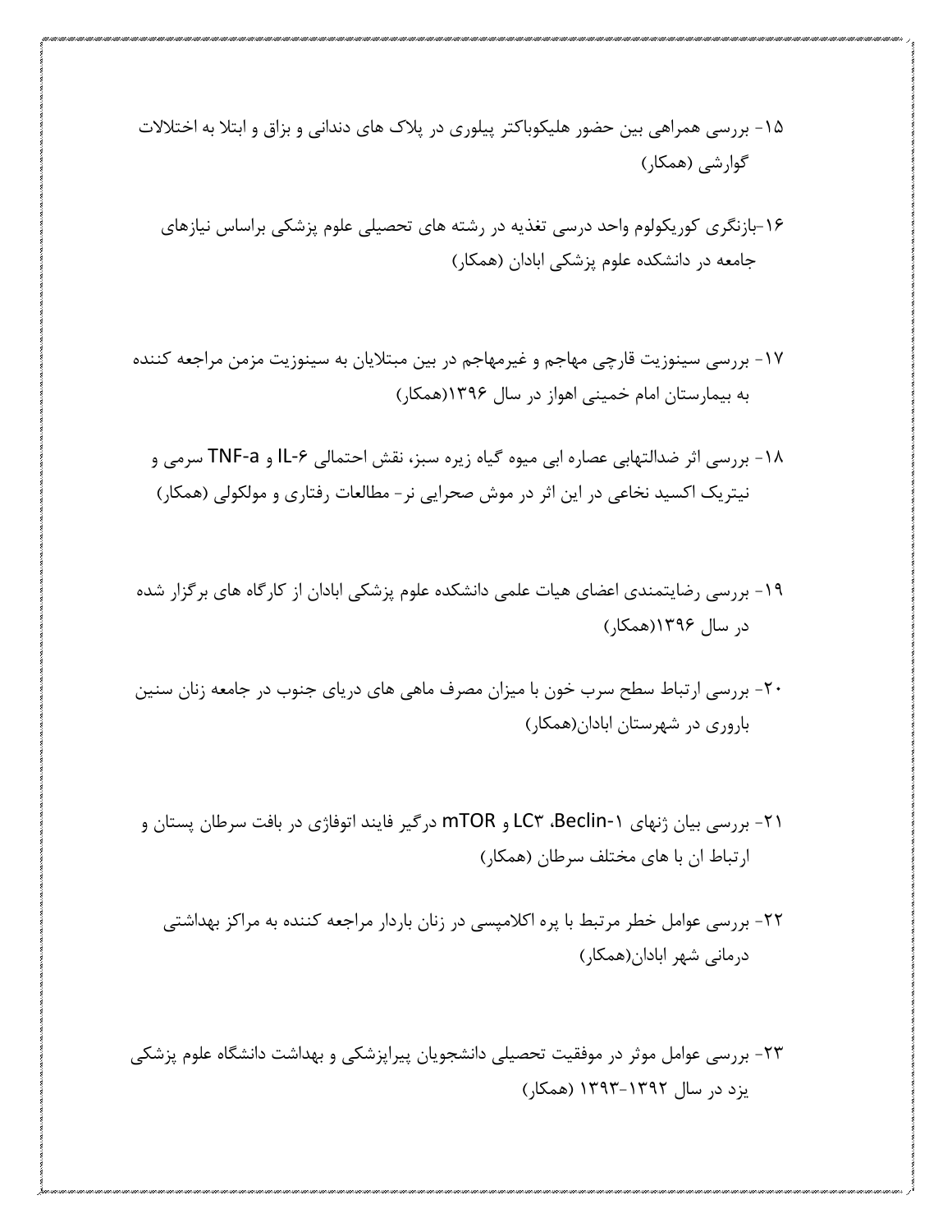۱۵- بررسی همراهی بین حضور هلیکوباکتر پیلوری در پلاک های دندانی و بزاق و ابتلا به اختلالات گوارشی (همکار)

۱۶-بازنگری کوریکولوم واحد درسی تغذیه در رشته های تحصیلی علوم پزشکی براساس نیازهای جامعه در دانشکده علوم پزشکی ابادان (همکار)

۱۷- بررسی سینوزیت قارچی مهاجم و غیرمهاجم در بین مبتلایان به سینوزیت مزمن مراجعه کننده به بیمارستان امام خمینی اهواز در سال ۱۳۹۶(همکار)

۱۸- بررسی اثر ضدالتهابی عصاره ابی میوه گیاه زیره سبز، نقش احتمالی IL-۶ و TNF-a سرمی و نیتریک اکسید نخاعی در این اثر در موش صحرایی نر- مطالعات رفتاری و مولکولی (همکار)

۱۹- بررسی رضایتمندی اعضای هیات علمی دانشکده علوم پزشکی ابادان از کارگاه های برگزار شده در سال ۱۳۹۶(همکار)

۲۰- بررسی ارتباط سطح سرب خون با میزان مصرف ماهی های دریای جنوب در جامعه زنان سنین باروری در شهرستان ابادان(همکار)

۲۱- بررسی بیان ژنهای Beclin-۱، LC۳ و mTOR درگیر فایند اتوفاژی در بافت سرطان پستان و ارتباط ان با های مختلف سرطان (همکار)

۲۲- بررسی عوامل خطر مرتبط با پره اکلامپسی در زنان باردار مراجعه کننده به مراکز بهداشتی درمانی شهر ابادان(همکار)

۲۳- بررسی عوامل موثر در موفقیت تحصیلی دانشجویان پیراپزشکی و بهداشت دانشگاه علوم پزشکی یزد در سال ۱۳۹۲-۱۳۹۳ (همکار)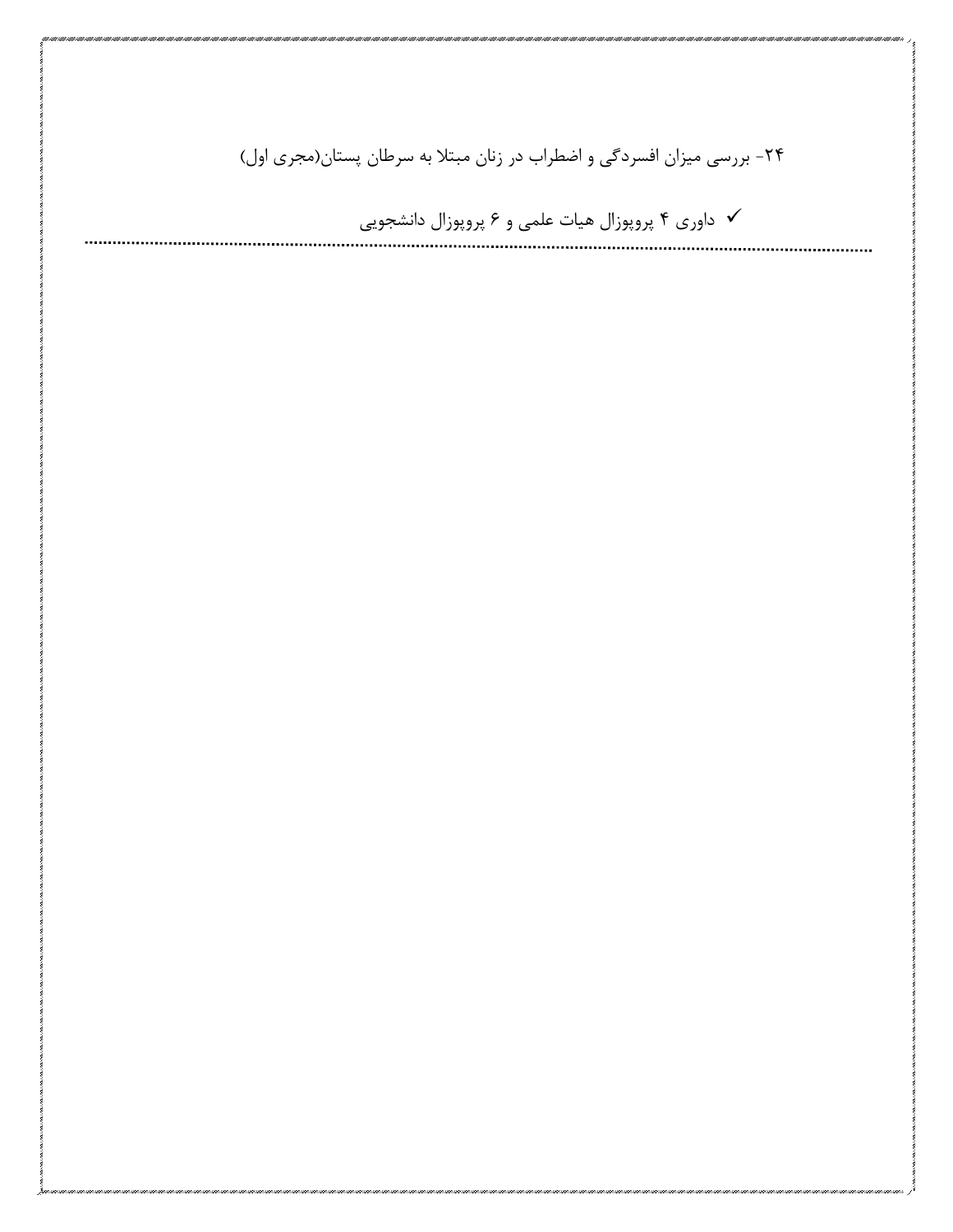۲۴- بررسی میزان افسردگی و اضطراب در زنان مبتلا به سرطان پستان(مجری اول)

- ✓ داوری ۴ پروپوزال هیات علمی و ۶ پروپوزال دانشجویی

---